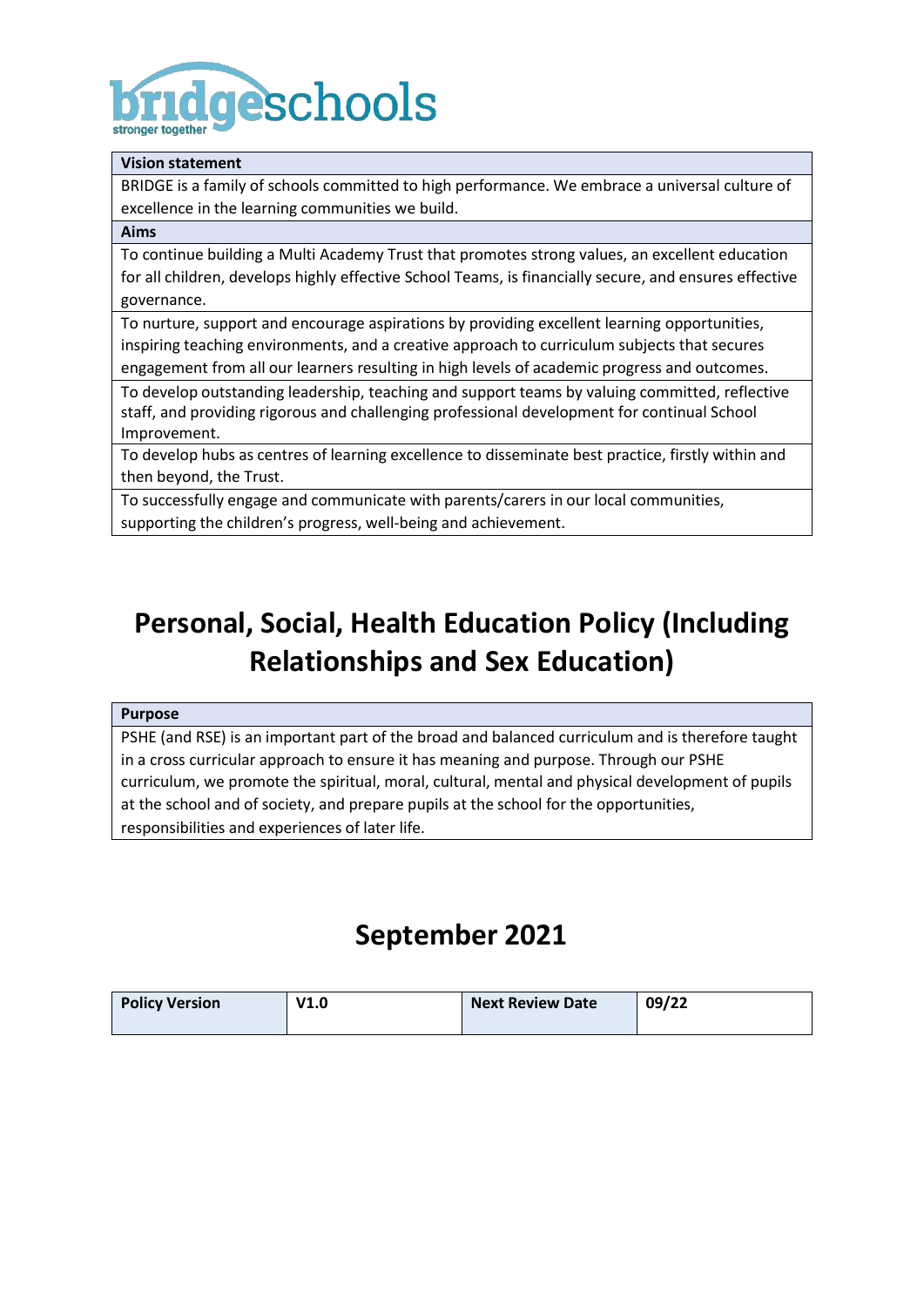bridgeschools
stronger together

| Vision statement |
| --- |
| BRIDGE is a family of schools committed to high performance. We embrace a universal culture of excellence in the learning communities we build. |
| **Aims** |
| To continue building a Multi Academy Trust that promotes strong values, an excellent education for all children, develops highly effective School Teams, is financially secure, and ensures effective governance. |
| To nurture, support and encourage aspirations by providing excellent learning opportunities, inspiring teaching environments, and a creative approach to curriculum subjects that secures engagement from all our learners resulting in high levels of academic progress and outcomes. |
| To develop outstanding leadership, teaching and support teams by valuing committed, reflective staff, and providing rigorous and challenging professional development for continual School Improvement. |
| To develop hubs as centres of learning excellence to disseminate best practice, firstly within and then beyond, the Trust. |
| To successfully engage and communicate with parents/carers in our local communities, supporting the children's progress, well-being and achievement. |

# Personal, Social, Health Education Policy (Including Relationships and Sex Education)

| Purpose |
| --- |
| PSHE (and RSE) is an important part of the broad and balanced curriculum and is therefore taught in a cross curricular approach to ensure it has meaning and purpose. Through our PSHE curriculum, we promote the spiritual, moral, cultural, mental and physical development of pupils at the school and of society, and prepare pupils at the school for the opportunities, responsibilities and experiences of later life. |

## September 2021

| Policy Version | V1.0 | Next Review Date | 09/22 |
| --- | --- | --- | --- |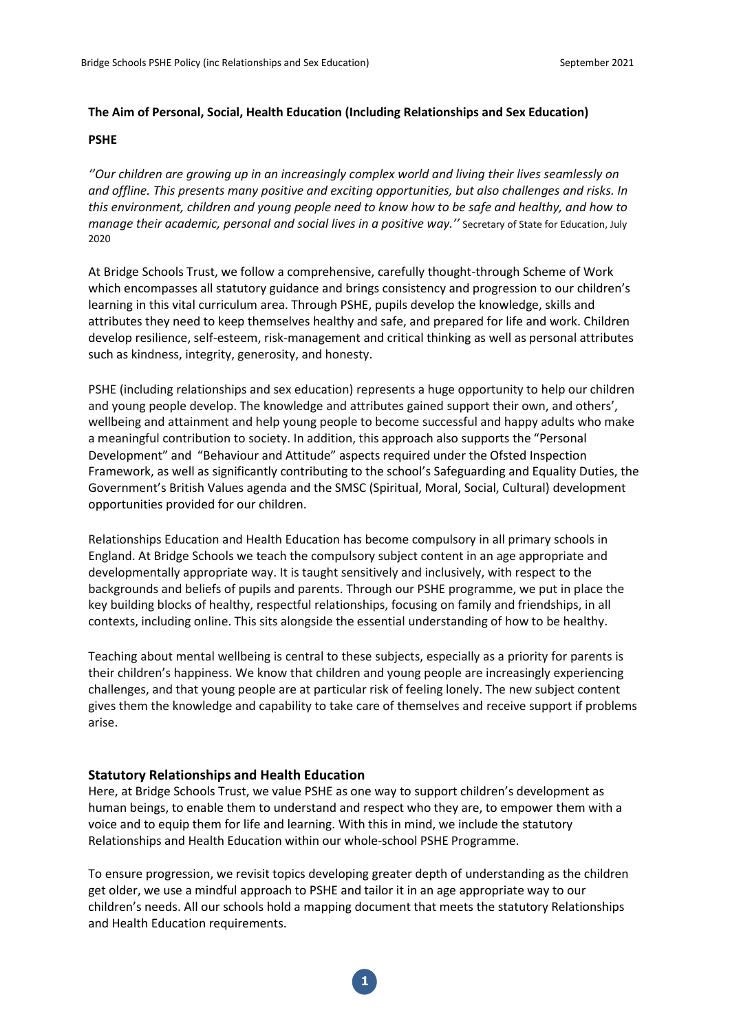**The Aim of Personal, Social, Health Education (Including Relationships and Sex Education)**

**PSHE**

*''Our children are growing up in an increasingly complex world and living their lives seamlessly on and offline. This presents many positive and exciting opportunities, but also challenges and risks. In this environment, children and young people need to know how to be safe and healthy, and how to manage their academic, personal and social lives in a positive way.''* Secretary of State for Education, July 2020

At Bridge Schools Trust, we follow a comprehensive, carefully thought-through Scheme of Work which encompasses all statutory guidance and brings consistency and progression to our children's learning in this vital curriculum area. Through PSHE, pupils develop the knowledge, skills and attributes they need to keep themselves healthy and safe, and prepared for life and work. Children develop resilience, self-esteem, risk-management and critical thinking as well as personal attributes such as kindness, integrity, generosity, and honesty.

PSHE (including relationships and sex education) represents a huge opportunity to help our children and young people develop. The knowledge and attributes gained support their own, and others', wellbeing and attainment and help young people to become successful and happy adults who make a meaningful contribution to society. In addition, this approach also supports the "Personal Development" and "Behaviour and Attitude" aspects required under the Ofsted Inspection Framework, as well as significantly contributing to the school's Safeguarding and Equality Duties, the Government's British Values agenda and the SMSC (Spiritual, Moral, Social, Cultural) development opportunities provided for our children.

Relationships Education and Health Education has become compulsory in all primary schools in England. At Bridge Schools we teach the compulsory subject content in an age appropriate and developmentally appropriate way. It is taught sensitively and inclusively, with respect to the backgrounds and beliefs of pupils and parents. Through our PSHE programme, we put in place the key building blocks of healthy, respectful relationships, focusing on family and friendships, in all contexts, including online. This sits alongside the essential understanding of how to be healthy.

Teaching about mental wellbeing is central to these subjects, especially as a priority for parents is their children's happiness. We know that children and young people are increasingly experiencing challenges, and that young people are at particular risk of feeling lonely. The new subject content gives them the knowledge and capability to take care of themselves and receive support if problems arise.

## Statutory Relationships and Health Education

Here, at Bridge Schools Trust, we value PSHE as one way to support children's development as human beings, to enable them to understand and respect who they are, to empower them with a voice and to equip them for life and learning. With this in mind, we include the statutory Relationships and Health Education within our whole-school PSHE Programme.

To ensure progression, we revisit topics developing greater depth of understanding as the children get older, we use a mindful approach to PSHE and tailor it in an age appropriate way to our children's needs. All our schools hold a mapping document that meets the statutory Relationships and Health Education requirements.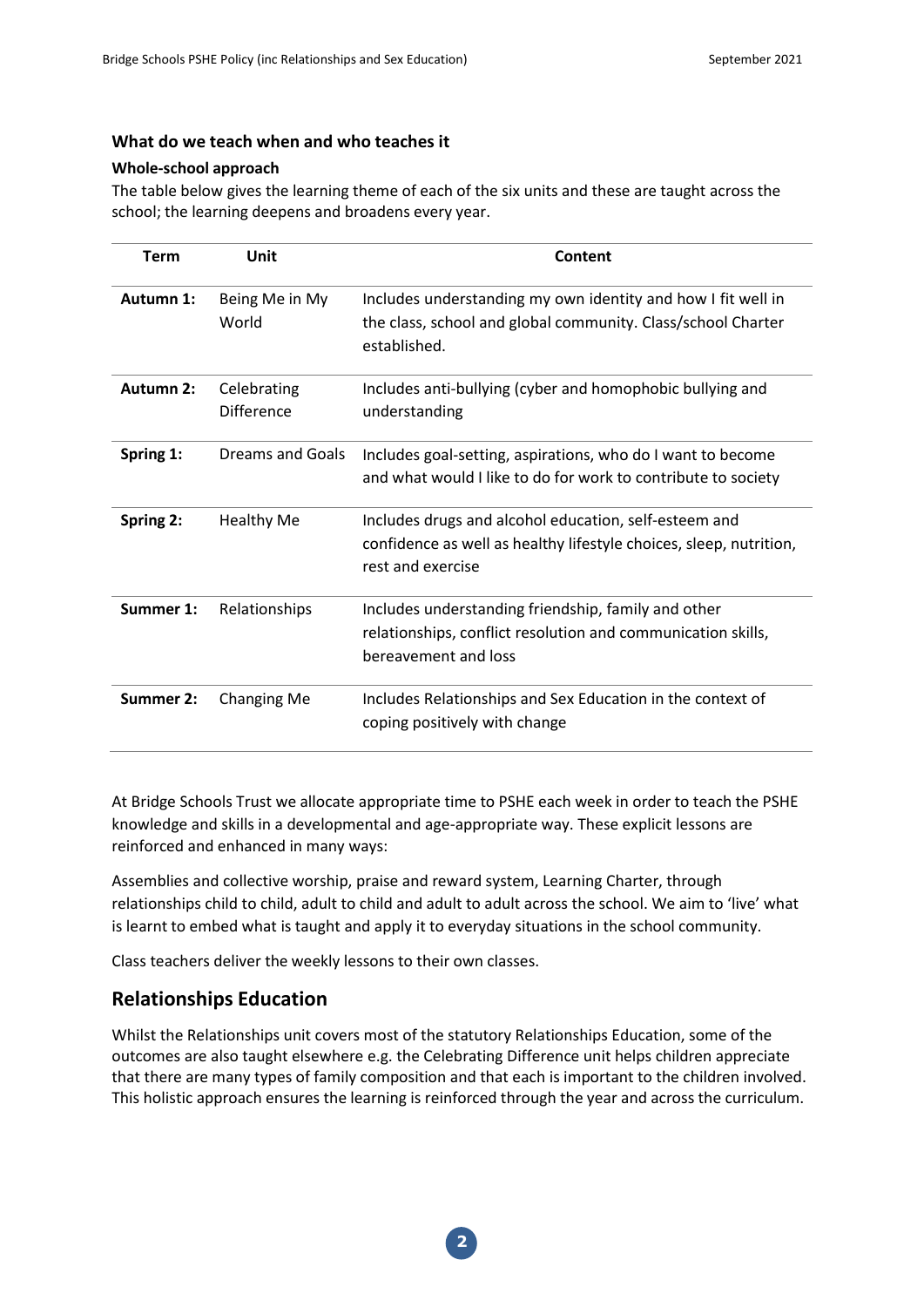### What do we teach when and who teaches it

**Whole-school approach**

The table below gives the learning theme of each of the six units and these are taught across the school; the learning deepens and broadens every year.

| Term | Unit | Content |
|---|---|---|
| **Autumn 1:** | Being Me in My World | Includes understanding my own identity and how I fit well in the class, school and global community. Class/school Charter established. |
| **Autumn 2:** | Celebrating Difference | Includes anti-bullying (cyber and homophobic bullying and understanding |
| **Spring 1:** | Dreams and Goals | Includes goal-setting, aspirations, who do I want to become and what would I like to do for work to contribute to society |
| **Spring 2:** | Healthy Me | Includes drugs and alcohol education, self-esteem and confidence as well as healthy lifestyle choices, sleep, nutrition, rest and exercise |
| **Summer 1:** | Relationships | Includes understanding friendship, family and other relationships, conflict resolution and communication skills, bereavement and loss |
| **Summer 2:** | Changing Me | Includes Relationships and Sex Education in the context of coping positively with change |

At Bridge Schools Trust we allocate appropriate time to PSHE each week in order to teach the PSHE knowledge and skills in a developmental and age-appropriate way. These explicit lessons are reinforced and enhanced in many ways:

Assemblies and collective worship, praise and reward system, Learning Charter, through relationships child to child, adult to child and adult to adult across the school. We aim to 'live' what is learnt to embed what is taught and apply it to everyday situations in the school community.

Class teachers deliver the weekly lessons to their own classes.

## Relationships Education

Whilst the Relationships unit covers most of the statutory Relationships Education, some of the outcomes are also taught elsewhere e.g. the Celebrating Difference unit helps children appreciate that there are many types of family composition and that each is important to the children involved. This holistic approach ensures the learning is reinforced through the year and across the curriculum.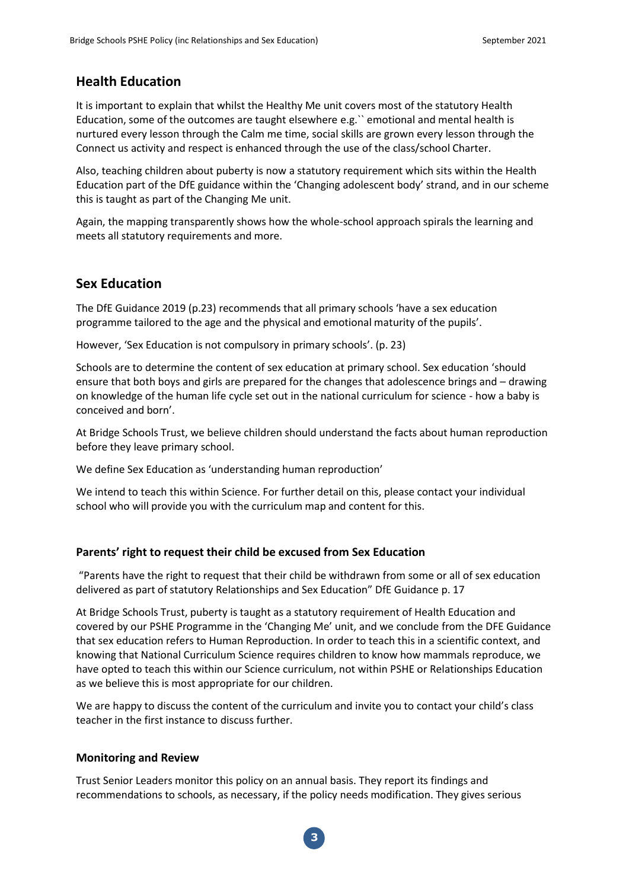## Health Education

It is important to explain that whilst the Healthy Me unit covers most of the statutory Health Education, some of the outcomes are taught elsewhere e.g.`` emotional and mental health is nurtured every lesson through the Calm me time, social skills are grown every lesson through the Connect us activity and respect is enhanced through the use of the class/school Charter.

Also, teaching children about puberty is now a statutory requirement which sits within the Health Education part of the DfE guidance within the 'Changing adolescent body' strand, and in our scheme this is taught as part of the Changing Me unit.

Again, the mapping transparently shows how the whole-school approach spirals the learning and meets all statutory requirements and more.

## Sex Education

The DfE Guidance 2019 (p.23) recommends that all primary schools 'have a sex education programme tailored to the age and the physical and emotional maturity of the pupils'.

However, 'Sex Education is not compulsory in primary schools'. (p. 23)

Schools are to determine the content of sex education at primary school. Sex education 'should ensure that both boys and girls are prepared for the changes that adolescence brings and – drawing on knowledge of the human life cycle set out in the national curriculum for science - how a baby is conceived and born'.

At Bridge Schools Trust, we believe children should understand the facts about human reproduction before they leave primary school.

We define Sex Education as 'understanding human reproduction'

We intend to teach this within Science. For further detail on this, please contact your individual school who will provide you with the curriculum map and content for this.

### Parents' right to request their child be excused from Sex Education

"Parents have the right to request that their child be withdrawn from some or all of sex education delivered as part of statutory Relationships and Sex Education" DfE Guidance p. 17

At Bridge Schools Trust, puberty is taught as a statutory requirement of Health Education and covered by our PSHE Programme in the 'Changing Me' unit, and we conclude from the DFE Guidance that sex education refers to Human Reproduction. In order to teach this in a scientific context, and knowing that National Curriculum Science requires children to know how mammals reproduce, we have opted to teach this within our Science curriculum, not within PSHE or Relationships Education as we believe this is most appropriate for our children.

We are happy to discuss the content of the curriculum and invite you to contact your child's class teacher in the first instance to discuss further.

### Monitoring and Review

Trust Senior Leaders monitor this policy on an annual basis. They report its findings and recommendations to schools, as necessary, if the policy needs modification. They gives serious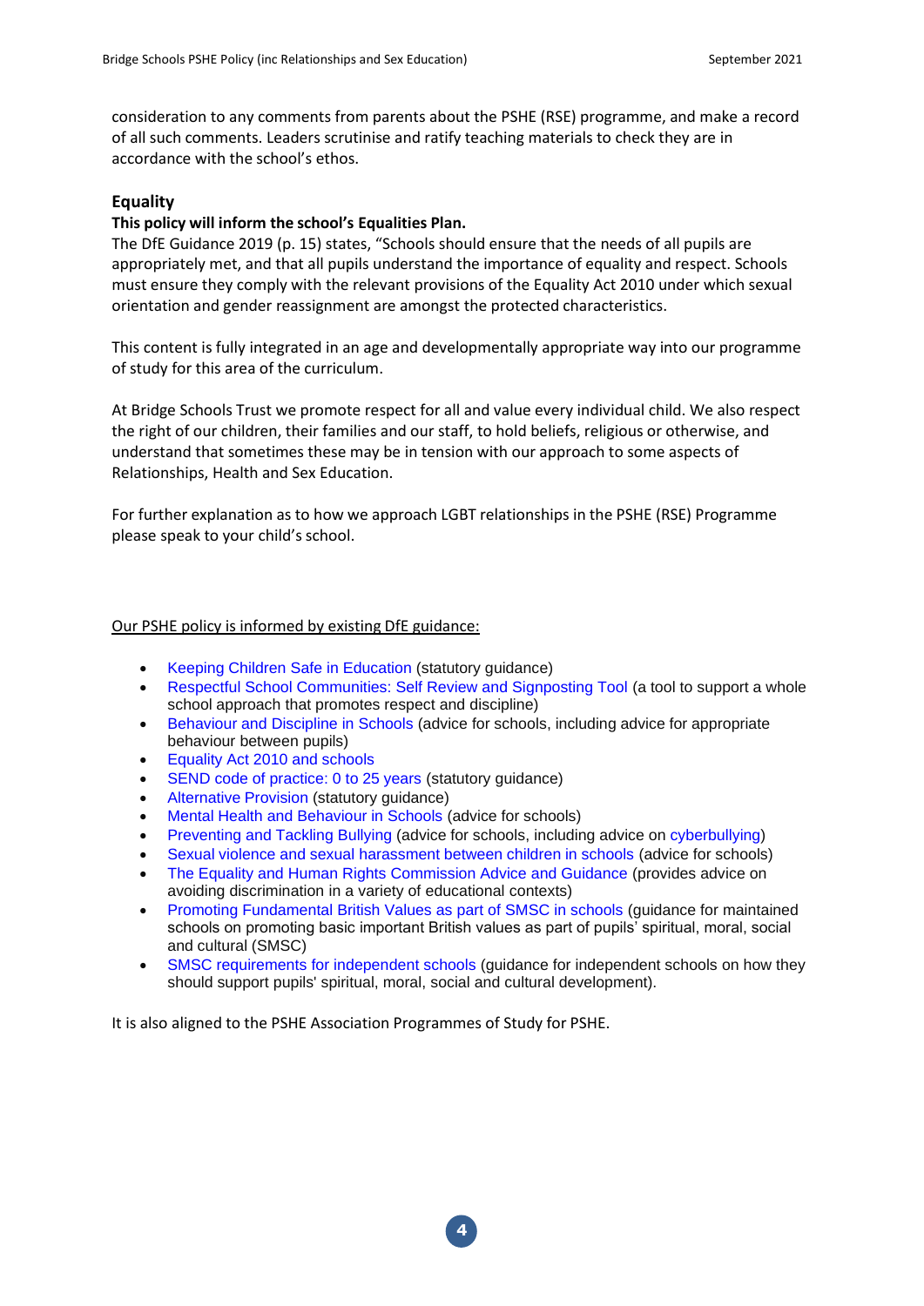consideration to any comments from parents about the PSHE (RSE) programme, and make a record of all such comments. Leaders scrutinise and ratify teaching materials to check they are in accordance with the school's ethos.

## Equality

**This policy will inform the school's Equalities Plan.**

The DfE Guidance 2019 (p. 15) states, "Schools should ensure that the needs of all pupils are appropriately met, and that all pupils understand the importance of equality and respect. Schools must ensure they comply with the relevant provisions of the Equality Act 2010 under which sexual orientation and gender reassignment are amongst the protected characteristics.

This content is fully integrated in an age and developmentally appropriate way into our programme of study for this area of the curriculum.

At Bridge Schools Trust we promote respect for all and value every individual child. We also respect the right of our children, their families and our staff, to hold beliefs, religious or otherwise, and understand that sometimes these may be in tension with our approach to some aspects of Relationships, Health and Sex Education.

For further explanation as to how we approach LGBT relationships in the PSHE (RSE) Programme please speak to your child's school.

Our PSHE policy is informed by existing DfE guidance:

- Keeping Children Safe in Education (statutory guidance)
- Respectful School Communities: Self Review and Signposting Tool (a tool to support a whole school approach that promotes respect and discipline)
- Behaviour and Discipline in Schools (advice for schools, including advice for appropriate behaviour between pupils)
- Equality Act 2010 and schools
- SEND code of practice: 0 to 25 years (statutory guidance)
- Alternative Provision (statutory guidance)
- Mental Health and Behaviour in Schools (advice for schools)
- Preventing and Tackling Bullying (advice for schools, including advice on cyberbullying)
- Sexual violence and sexual harassment between children in schools (advice for schools)
- The Equality and Human Rights Commission Advice and Guidance (provides advice on avoiding discrimination in a variety of educational contexts)
- Promoting Fundamental British Values as part of SMSC in schools (guidance for maintained schools on promoting basic important British values as part of pupils' spiritual, moral, social and cultural (SMSC)
- SMSC requirements for independent schools (guidance for independent schools on how they should support pupils' spiritual, moral, social and cultural development).

It is also aligned to the PSHE Association Programmes of Study for PSHE.